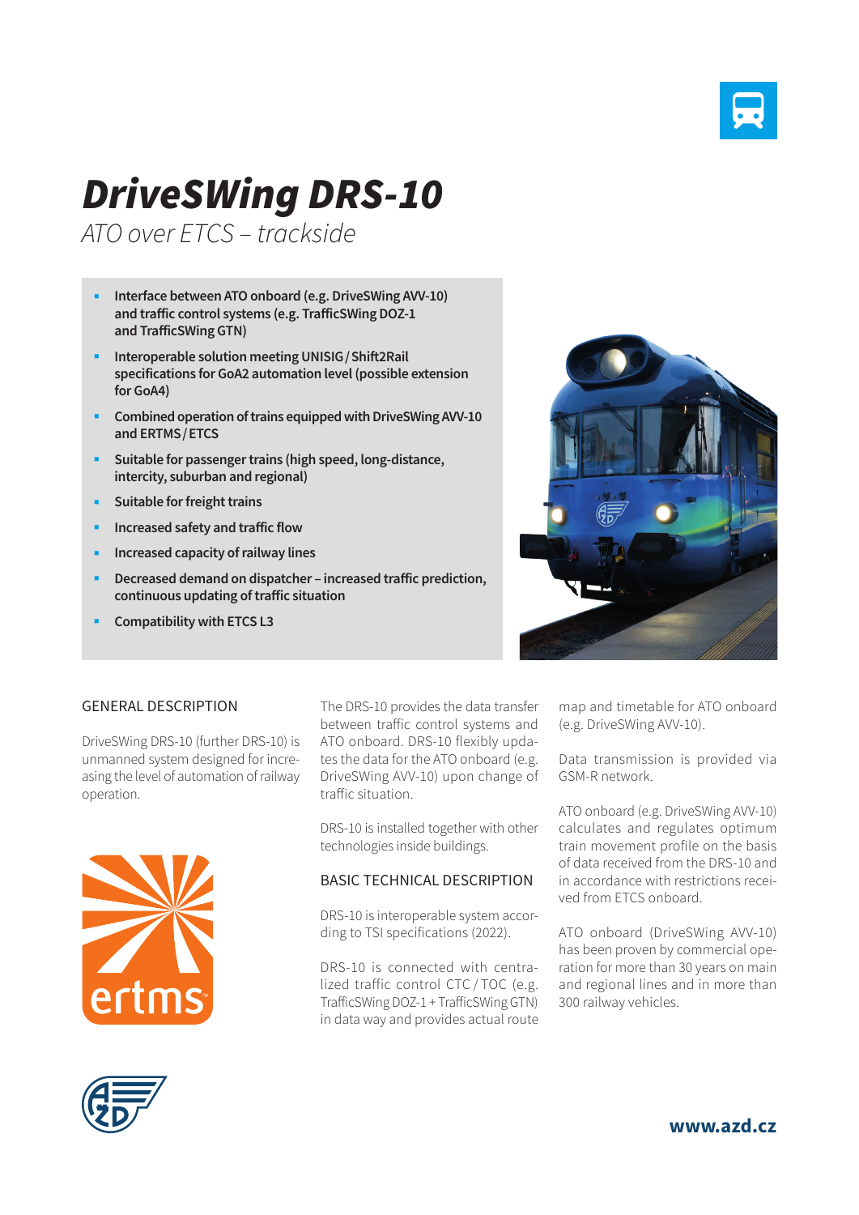# DriveSWing DRS-10

*ATO over ETCS – trackside*

- **Interface between ATO onboard (e.g. DriveSWing AVV-10) and traffic control systems (e.g. TrafficSWing DOZ-1 and TrafficSWing GTN)**
- **Interoperable solution meeting UNISIG / Shift2Rail specifications for GoA2 automation level (possible extension for GoA4)**
- **Combined operation of trains equipped with DriveSWing AVV-10 and ERTMS / ETCS**
- **Suitable for passenger trains (high speed, long-distance, intercity, suburban and regional)**
- **Suitable for freight trains**
- **Increased safety and traffic flow**
- **Increased capacity of railway lines**
- **Decreased demand on dispatcher – increased traffic prediction, continuous updating of traffic situation**
- **Compatibility with ETCS L3**

## GENERAL DESCRIPTION

DriveSWing DRS-10 (further DRS-10) is unmanned system designed for increasing the level of automation of railway operation.

The DRS-10 provides the data transfer between traffic control systems and ATO onboard. DRS-10 flexibly updates the data for the ATO onboard (e.g. DriveSWing AVV-10) upon change of traffic situation.

DRS-10 is installed together with other technologies inside buildings.

## BASIC TECHNICAL DESCRIPTION

DRS-10 is interoperable system according to TSI specifications (2022).

DRS-10 is connected with centralized traffic control CTC / TOC (e.g. TrafficSWing DOZ-1 + TrafficSWing GTN) in data way and provides actual route map and timetable for ATO onboard (e.g. DriveSWing AVV-10).

Data transmission is provided via GSM-R network.

ATO onboard (e.g. DriveSWing AVV-10) calculates and regulates optimum train movement profile on the basis of data received from the DRS-10 and in accordance with restrictions received from ETCS onboard.

ATO onboard (DriveSWing AVV-10) has been proven by commercial operation for more than 30 years on main and regional lines and in more than 300 railway vehicles.

www.azd.cz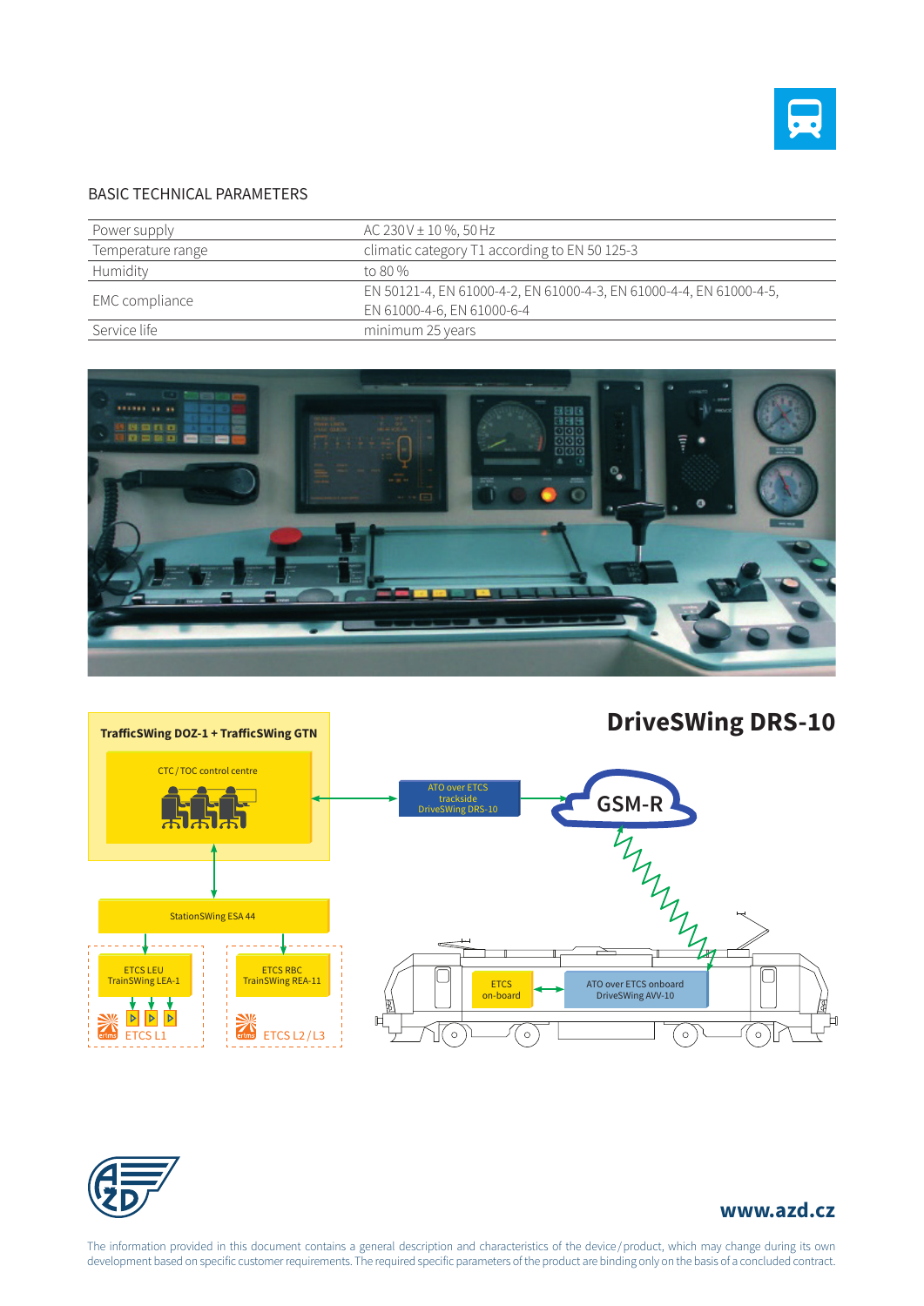## BASIC TECHNICAL PARAMETERS

| | |
|---|---|
| Power supply | AC 230 V ± 10 %, 50 Hz |
| Temperature range | climatic category T1 according to EN 50 125-3 |
| Humidity | to 80 % |
| EMC compliance | EN 50121-4, EN 61000-4-2, EN 61000-4-3, EN 61000-4-4, EN 61000-4-5, EN 61000-4-6, EN 61000-6-4 |
| Service life | minimum 25 years |

## DriveSWing DRS-10

TrafficSWing DOZ-1 + TrafficSWing GTN

CTC / TOC control centre

ATO over ETCS trackside DriveSWing DRS-10

GSM-R

StationSWing ESA 44

ETCS LEU TrainSWing LEA-1

ETCS RBC TrainSWing REA-11

ETCS L1

ETCS L2 / L3

ETCS on-board

ATO over ETCS onboard DriveSWing AVV-10

**www.azd.cz**

The information provided in this document contains a general description and characteristics of the device / product, which may change during its own development based on specific customer requirements. The required specific parameters of the product are binding only on the basis of a concluded contract.